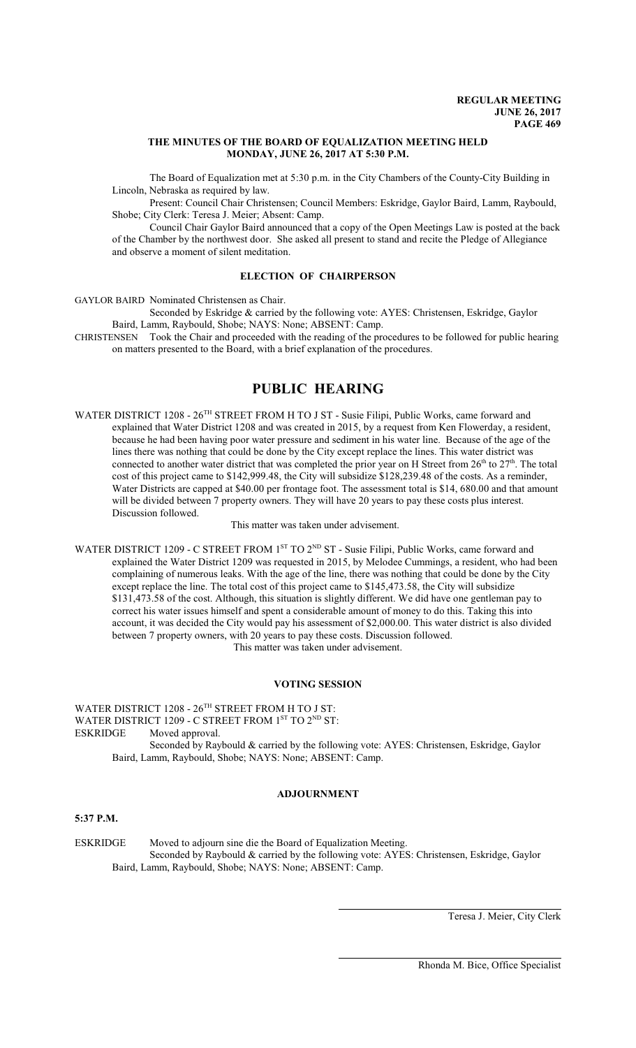**REGULAR MEETING**
**JUNE 26, 2017**

## THE MINUTES OF THE BOARD OF EQUALIZATION MEETING HELD MONDAY, JUNE 26, 2017 AT 5:30 P.M.

The Board of Equalization met at 5:30 p.m. in the City Chambers of the County-City Building in Lincoln, Nebraska as required by law.

Present: Council Chair Christensen; Council Members: Eskridge, Gaylor Baird, Lamm, Raybould, Shobe; City Clerk: Teresa J. Meier; Absent: Camp.

Council Chair Gaylor Baird announced that a copy of the Open Meetings Law is posted at the back of the Chamber by the northwest door. She asked all present to stand and recite the Pledge of Allegiance and observe a moment of silent meditation.

### ELECTION OF CHAIRPERSON

GAYLOR BAIRD Nominated Christensen as Chair.

Seconded by Eskridge & carried by the following vote: AYES: Christensen, Eskridge, Gaylor Baird, Lamm, Raybould, Shobe; NAYS: None; ABSENT: Camp.

CHRISTENSEN Took the Chair and proceeded with the reading of the procedures to be followed for public hearing on matters presented to the Board, with a brief explanation of the procedures.

# PUBLIC HEARING

WATER DISTRICT 1208 - 26TH STREET FROM H TO J ST - Susie Filipi, Public Works, came forward and explained that Water District 1208 and was created in 2015, by a request from Ken Flowerday, a resident, because he had been having poor water pressure and sediment in his water line. Because of the age of the lines there was nothing that could be done by the City except replace the lines. This water district was connected to another water district that was completed the prior year on H Street from 26th to 27th. The total cost of this project came to $142,999.48, the City will subsidize $128,239.48 of the costs. As a reminder, Water Districts are capped at $40.00 per frontage foot. The assessment total is $14, 680.00 and that amount will be divided between 7 property owners. They will have 20 years to pay these costs plus interest. Discussion followed.

This matter was taken under advisement.

WATER DISTRICT 1209 - C STREET FROM 1ST TO 2ND ST - Susie Filipi, Public Works, came forward and explained the Water District 1209 was requested in 2015, by Melodee Cummings, a resident, who had been complaining of numerous leaks. With the age of the line, there was nothing that could be done by the City except replace the line. The total cost of this project came to $145,473.58, the City will subsidize $131,473.58 of the cost. Although, this situation is slightly different. We did have one gentleman pay to correct his water issues himself and spent a considerable amount of money to do this. Taking this into account, it was decided the City would pay his assessment of $2,000.00. This water district is also divided between 7 property owners, with 20 years to pay these costs. Discussion followed.

This matter was taken under advisement.

### VOTING SESSION

WATER DISTRICT 1208 - 26TH STREET FROM H TO J ST:
WATER DISTRICT 1209 - C STREET FROM 1ST TO 2ND ST:

ESKRIDGE Moved approval.

Seconded by Raybould & carried by the following vote: AYES: Christensen, Eskridge, Gaylor Baird, Lamm, Raybould, Shobe; NAYS: None; ABSENT: Camp.

### ADJOURNMENT

**5:37 P.M.**

ESKRIDGE Moved to adjourn sine die the Board of Equalization Meeting.

Seconded by Raybould & carried by the following vote: AYES: Christensen, Eskridge, Gaylor Baird, Lamm, Raybould, Shobe; NAYS: None; ABSENT: Camp.

Teresa J. Meier, City Clerk

Rhonda M. Bice, Office Specialist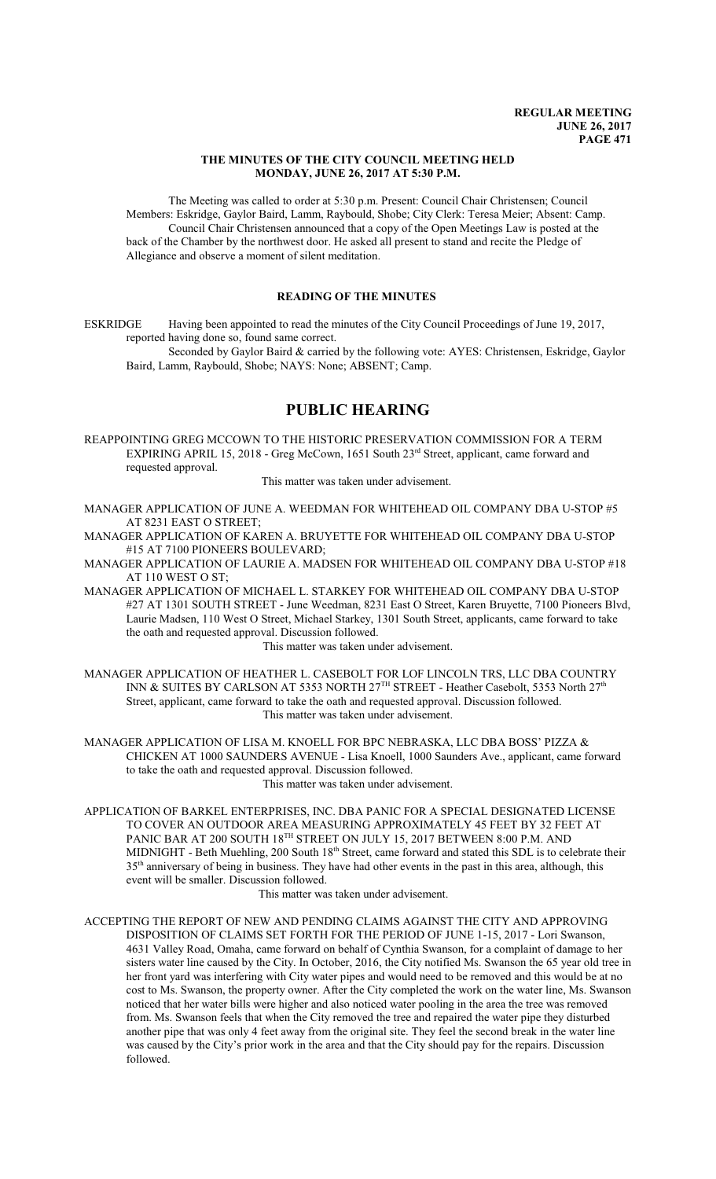### THE MINUTES OF THE CITY COUNCIL MEETING HELD MONDAY, JUNE 26, 2017 AT 5:30 P.M.

The Meeting was called to order at 5:30 p.m. Present: Council Chair Christensen; Council Members: Eskridge, Gaylor Baird, Lamm, Raybould, Shobe; City Clerk: Teresa Meier; Absent: Camp.

Council Chair Christensen announced that a copy of the Open Meetings Law is posted at the back of the Chamber by the northwest door. He asked all present to stand and recite the Pledge of Allegiance and observe a moment of silent meditation.

## READING OF THE MINUTES

ESKRIDGE Having been appointed to read the minutes of the City Council Proceedings of June 19, 2017, reported having done so, found same correct.

Seconded by Gaylor Baird & carried by the following vote: AYES: Christensen, Eskridge, Gaylor Baird, Lamm, Raybould, Shobe; NAYS: None; ABSENT; Camp.

# PUBLIC HEARING

REAPPOINTING GREG MCCOWN TO THE HISTORIC PRESERVATION COMMISSION FOR A TERM EXPIRING APRIL 15, 2018 - Greg McCown, 1651 South 23rd Street, applicant, came forward and requested approval.

This matter was taken under advisement.

MANAGER APPLICATION OF JUNE A. WEEDMAN FOR WHITEHEAD OIL COMPANY DBA U-STOP #5 AT 8231 EAST O STREET;

MANAGER APPLICATION OF KAREN A. BRUYETTE FOR WHITEHEAD OIL COMPANY DBA U-STOP #15 AT 7100 PIONEERS BOULEVARD;

MANAGER APPLICATION OF LAURIE A. MADSEN FOR WHITEHEAD OIL COMPANY DBA U-STOP #18 AT 110 WEST O ST;

MANAGER APPLICATION OF MICHAEL L. STARKEY FOR WHITEHEAD OIL COMPANY DBA U-STOP #27 AT 1301 SOUTH STREET - June Weedman, 8231 East O Street, Karen Bruyette, 7100 Pioneers Blvd, Laurie Madsen, 110 West O Street, Michael Starkey, 1301 South Street, applicants, came forward to take the oath and requested approval. Discussion followed.

This matter was taken under advisement.

MANAGER APPLICATION OF HEATHER L. CASEBOLT FOR LOF LINCOLN TRS, LLC DBA COUNTRY INN & SUITES BY CARLSON AT 5353 NORTH 27TH STREET - Heather Casebolt, 5353 North 27th Street, applicant, came forward to take the oath and requested approval. Discussion followed.

This matter was taken under advisement.

MANAGER APPLICATION OF LISA M. KNOELL FOR BPC NEBRASKA, LLC DBA BOSS' PIZZA & CHICKEN AT 1000 SAUNDERS AVENUE - Lisa Knoell, 1000 Saunders Ave., applicant, came forward to take the oath and requested approval. Discussion followed.

This matter was taken under advisement.

APPLICATION OF BARKEL ENTERPRISES, INC. DBA PANIC FOR A SPECIAL DESIGNATED LICENSE TO COVER AN OUTDOOR AREA MEASURING APPROXIMATELY 45 FEET BY 32 FEET AT PANIC BAR AT 200 SOUTH 18TH STREET ON JULY 15, 2017 BETWEEN 8:00 P.M. AND MIDNIGHT - Beth Muehling, 200 South 18th Street, came forward and stated this SDL is to celebrate their 35th anniversary of being in business. They have had other events in the past in this area, although, this event will be smaller. Discussion followed.

This matter was taken under advisement.

ACCEPTING THE REPORT OF NEW AND PENDING CLAIMS AGAINST THE CITY AND APPROVING DISPOSITION OF CLAIMS SET FORTH FOR THE PERIOD OF JUNE 1-15, 2017 - Lori Swanson, 4631 Valley Road, Omaha, came forward on behalf of Cynthia Swanson, for a complaint of damage to her sisters water line caused by the City. In October, 2016, the City notified Ms. Swanson the 65 year old tree in her front yard was interfering with City water pipes and would need to be removed and this would be at no cost to Ms. Swanson, the property owner. After the City completed the work on the water line, Ms. Swanson noticed that her water bills were higher and also noticed water pooling in the area the tree was removed from. Ms. Swanson feels that when the City removed the tree and repaired the water pipe they disturbed another pipe that was only 4 feet away from the original site. They feel the second break in the water line was caused by the City's prior work in the area and that the City should pay for the repairs. Discussion followed.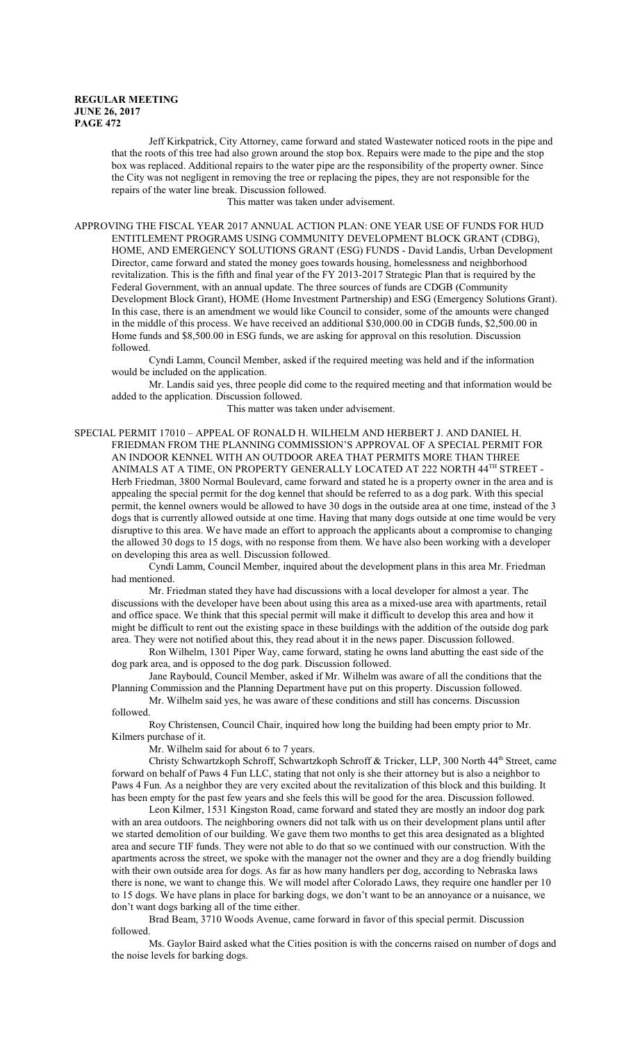Jeff Kirkpatrick, City Attorney, came forward and stated Wastewater noticed roots in the pipe and that the roots of this tree had also grown around the stop box. Repairs were made to the pipe and the stop box was replaced. Additional repairs to the water pipe are the responsibility of the property owner. Since the City was not negligent in removing the tree or replacing the pipes, they are not responsible for the repairs of the water line break. Discussion followed.

This matter was taken under advisement.

APPROVING THE FISCAL YEAR 2017 ANNUAL ACTION PLAN: ONE YEAR USE OF FUNDS FOR HUD ENTITLEMENT PROGRAMS USING COMMUNITY DEVELOPMENT BLOCK GRANT (CDBG), HOME, AND EMERGENCY SOLUTIONS GRANT (ESG) FUNDS - David Landis, Urban Development Director, came forward and stated the money goes towards housing, homelessness and neighborhood revitalization. This is the fifth and final year of the FY 2013-2017 Strategic Plan that is required by the Federal Government, with an annual update. The three sources of funds are CDGB (Community Development Block Grant), HOME (Home Investment Partnership) and ESG (Emergency Solutions Grant). In this case, there is an amendment we would like Council to consider, some of the amounts were changed in the middle of this process. We have received an additional $30,000.00 in CDGB funds, $2,500.00 in Home funds and $8,500.00 in ESG funds, we are asking for approval on this resolution. Discussion followed.

Cyndi Lamm, Council Member, asked if the required meeting was held and if the information would be included on the application.

Mr. Landis said yes, three people did come to the required meeting and that information would be added to the application. Discussion followed.

This matter was taken under advisement.

SPECIAL PERMIT 17010 – APPEAL OF RONALD H. WILHELM AND HERBERT J. AND DANIEL H. FRIEDMAN FROM THE PLANNING COMMISSION'S APPROVAL OF A SPECIAL PERMIT FOR AN INDOOR KENNEL WITH AN OUTDOOR AREA THAT PERMITS MORE THAN THREE ANIMALS AT A TIME, ON PROPERTY GENERALLY LOCATED AT 222 NORTH 44TH STREET - Herb Friedman, 3800 Normal Boulevard, came forward and stated he is a property owner in the area and is appealing the special permit for the dog kennel that should be referred to as a dog park. With this special permit, the kennel owners would be allowed to have 30 dogs in the outside area at one time, instead of the 3 dogs that is currently allowed outside at one time. Having that many dogs outside at one time would be very disruptive to this area. We have made an effort to approach the applicants about a compromise to changing the allowed 30 dogs to 15 dogs, with no response from them. We have also been working with a developer on developing this area as well. Discussion followed.

Cyndi Lamm, Council Member, inquired about the development plans in this area Mr. Friedman had mentioned.

Mr. Friedman stated they have had discussions with a local developer for almost a year. The discussions with the developer have been about using this area as a mixed-use area with apartments, retail and office space. We think that this special permit will make it difficult to develop this area and how it might be difficult to rent out the existing space in these buildings with the addition of the outside dog park area. They were not notified about this, they read about it in the news paper. Discussion followed.

Ron Wilhelm, 1301 Piper Way, came forward, stating he owns land abutting the east side of the dog park area, and is opposed to the dog park. Discussion followed.

Jane Raybould, Council Member, asked if Mr. Wilhelm was aware of all the conditions that the Planning Commission and the Planning Department have put on this property. Discussion followed.

Mr. Wilhelm said yes, he was aware of these conditions and still has concerns. Discussion followed.

Roy Christensen, Council Chair, inquired how long the building had been empty prior to Mr. Kilmers purchase of it.

Mr. Wilhelm said for about 6 to 7 years.

Christy Schwartzkoph Schroff, Schwartzkoph Schroff & Tricker, LLP, 300 North 44th Street, came forward on behalf of Paws 4 Fun LLC, stating that not only is she their attorney but is also a neighbor to Paws 4 Fun. As a neighbor they are very excited about the revitalization of this block and this building. It has been empty for the past few years and she feels this will be good for the area. Discussion followed.

Leon Kilmer, 1531 Kingston Road, came forward and stated they are mostly an indoor dog park with an area outdoors. The neighboring owners did not talk with us on their development plans until after we started demolition of our building. We gave them two months to get this area designated as a blighted area and secure TIF funds. They were not able to do that so we continued with our construction. With the apartments across the street, we spoke with the manager not the owner and they are a dog friendly building with their own outside area for dogs. As far as how many handlers per dog, according to Nebraska laws there is none, we want to change this. We will model after Colorado Laws, they require one handler per 10 to 15 dogs. We have plans in place for barking dogs, we don't want to be an annoyance or a nuisance, we don't want dogs barking all of the time either.

Brad Beam, 3710 Woods Avenue, came forward in favor of this special permit. Discussion followed.

Ms. Gaylor Baird asked what the Cities position is with the concerns raised on number of dogs and the noise levels for barking dogs.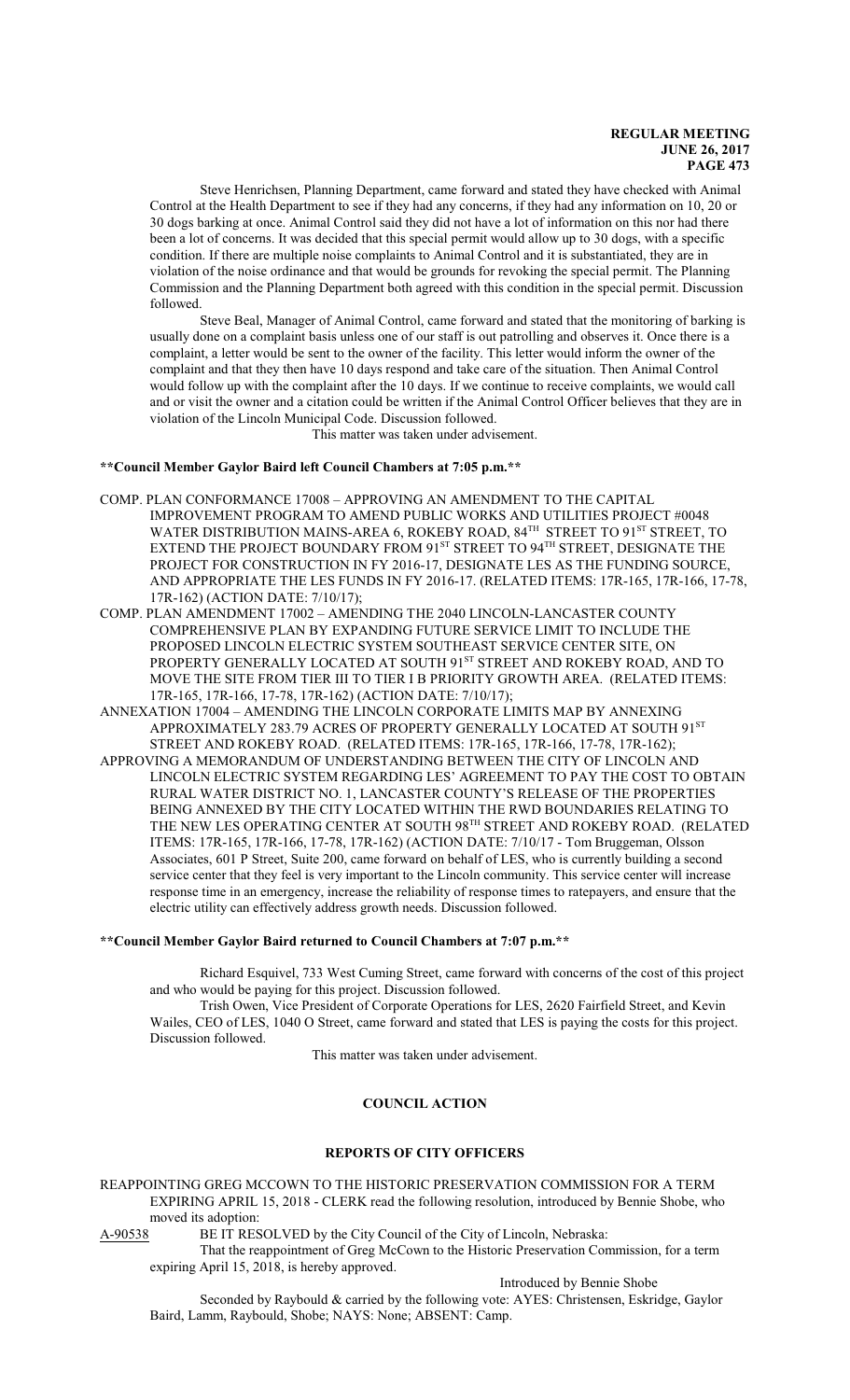Steve Henrichsen, Planning Department, came forward and stated they have checked with Animal Control at the Health Department to see if they had any concerns, if they had any information on 10, 20 or 30 dogs barking at once. Animal Control said they did not have a lot of information on this nor had there been a lot of concerns. It was decided that this special permit would allow up to 30 dogs, with a specific condition. If there are multiple noise complaints to Animal Control and it is substantiated, they are in violation of the noise ordinance and that would be grounds for revoking the special permit. The Planning Commission and the Planning Department both agreed with this condition in the special permit. Discussion followed.

Steve Beal, Manager of Animal Control, came forward and stated that the monitoring of barking is usually done on a complaint basis unless one of our staff is out patrolling and observes it. Once there is a complaint, a letter would be sent to the owner of the facility. This letter would inform the owner of the complaint and that they then have 10 days respond and take care of the situation. Then Animal Control would follow up with the complaint after the 10 days. If we continue to receive complaints, we would call and or visit the owner and a citation could be written if the Animal Control Officer believes that they are in violation of the Lincoln Municipal Code. Discussion followed.

This matter was taken under advisement.

**\*\*Council Member Gaylor Baird left Council Chambers at 7:05 p.m.\*\***

COMP. PLAN CONFORMANCE 17008 – APPROVING AN AMENDMENT TO THE CAPITAL IMPROVEMENT PROGRAM TO AMEND PUBLIC WORKS AND UTILITIES PROJECT #0048 WATER DISTRIBUTION MAINS-AREA 6, ROKEBY ROAD, 84TH STREET TO 91ST STREET, TO EXTEND THE PROJECT BOUNDARY FROM 91ST STREET TO 94TH STREET, DESIGNATE THE PROJECT FOR CONSTRUCTION IN FY 2016-17, DESIGNATE LES AS THE FUNDING SOURCE, AND APPROPRIATE THE LES FUNDS IN FY 2016-17. (RELATED ITEMS: 17R-165, 17R-166, 17-78, 17R-162) (ACTION DATE: 7/10/17);

COMP. PLAN AMENDMENT 17002 – AMENDING THE 2040 LINCOLN-LANCASTER COUNTY COMPREHENSIVE PLAN BY EXPANDING FUTURE SERVICE LIMIT TO INCLUDE THE PROPOSED LINCOLN ELECTRIC SYSTEM SOUTHEAST SERVICE CENTER SITE, ON PROPERTY GENERALLY LOCATED AT SOUTH 91ST STREET AND ROKEBY ROAD, AND TO MOVE THE SITE FROM TIER III TO TIER I B PRIORITY GROWTH AREA. (RELATED ITEMS: 17R-165, 17R-166, 17-78, 17R-162) (ACTION DATE: 7/10/17);

ANNEXATION 17004 – AMENDING THE LINCOLN CORPORATE LIMITS MAP BY ANNEXING APPROXIMATELY 283.79 ACRES OF PROPERTY GENERALLY LOCATED AT SOUTH 91ST STREET AND ROKEBY ROAD. (RELATED ITEMS: 17R-165, 17R-166, 17-78, 17R-162);

APPROVING A MEMORANDUM OF UNDERSTANDING BETWEEN THE CITY OF LINCOLN AND LINCOLN ELECTRIC SYSTEM REGARDING LES' AGREEMENT TO PAY THE COST TO OBTAIN RURAL WATER DISTRICT NO. 1, LANCASTER COUNTY'S RELEASE OF THE PROPERTIES BEING ANNEXED BY THE CITY LOCATED WITHIN THE RWD BOUNDARIES RELATING TO THE NEW LES OPERATING CENTER AT SOUTH 98TH STREET AND ROKEBY ROAD. (RELATED ITEMS: 17R-165, 17R-166, 17-78, 17R-162) (ACTION DATE: 7/10/17 - Tom Bruggeman, Olsson Associates, 601 P Street, Suite 200, came forward on behalf of LES, who is currently building a second service center that they feel is very important to the Lincoln community. This service center will increase response time in an emergency, increase the reliability of response times to ratepayers, and ensure that the electric utility can effectively address growth needs. Discussion followed.

**\*\*Council Member Gaylor Baird returned to Council Chambers at 7:07 p.m.\*\***

Richard Esquivel, 733 West Cuming Street, came forward with concerns of the cost of this project and who would be paying for this project. Discussion followed.

Trish Owen, Vice President of Corporate Operations for LES, 2620 Fairfield Street, and Kevin Wailes, CEO of LES, 1040 O Street, came forward and stated that LES is paying the costs for this project. Discussion followed.

This matter was taken under advisement.

## COUNCIL ACTION

## REPORTS OF CITY OFFICERS

REAPPOINTING GREG MCCOWN TO THE HISTORIC PRESERVATION COMMISSION FOR A TERM EXPIRING APRIL 15, 2018 - CLERK read the following resolution, introduced by Bennie Shobe, who moved its adoption:

A-90538 BE IT RESOLVED by the City Council of the City of Lincoln, Nebraska:

That the reappointment of Greg McCown to the Historic Preservation Commission, for a term expiring April 15, 2018, is hereby approved.

Introduced by Bennie Shobe

Seconded by Raybould & carried by the following vote: AYES: Christensen, Eskridge, Gaylor Baird, Lamm, Raybould, Shobe; NAYS: None; ABSENT: Camp.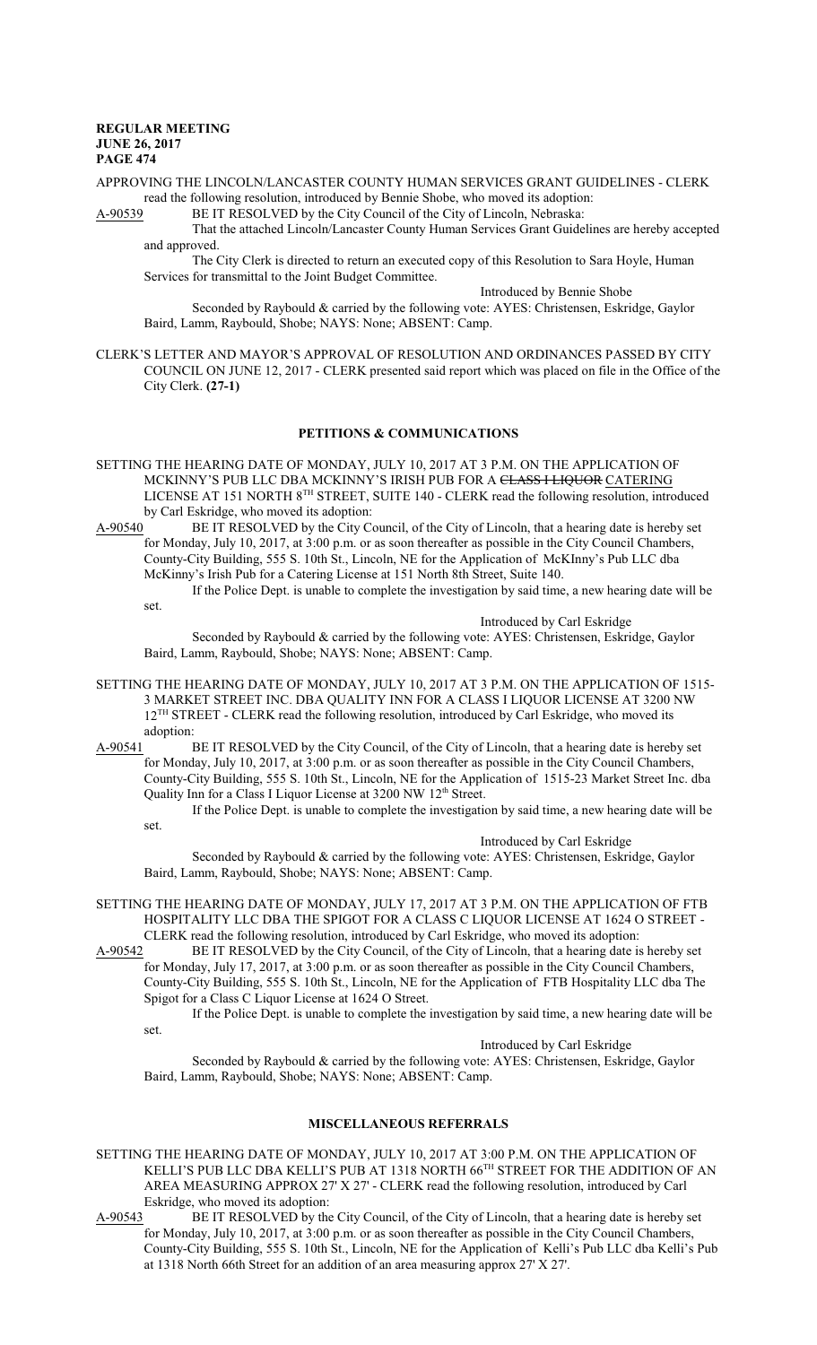APPROVING THE LINCOLN/LANCASTER COUNTY HUMAN SERVICES GRANT GUIDELINES - CLERK read the following resolution, introduced by Bennie Shobe, who moved its adoption:

A-90539 BE IT RESOLVED by the City Council of the City of Lincoln, Nebraska:

That the attached Lincoln/Lancaster County Human Services Grant Guidelines are hereby accepted and approved.

The City Clerk is directed to return an executed copy of this Resolution to Sara Hoyle, Human Services for transmittal to the Joint Budget Committee.

Introduced by Bennie Shobe

Seconded by Raybould & carried by the following vote: AYES: Christensen, Eskridge, Gaylor Baird, Lamm, Raybould, Shobe; NAYS: None; ABSENT: Camp.

CLERK'S LETTER AND MAYOR'S APPROVAL OF RESOLUTION AND ORDINANCES PASSED BY CITY COUNCIL ON JUNE 12, 2017 - CLERK presented said report which was placed on file in the Office of the City Clerk. **(27-1)**

## PETITIONS & COMMUNICATIONS

SETTING THE HEARING DATE OF MONDAY, JULY 10, 2017 AT 3 P.M. ON THE APPLICATION OF MCKINNY'S PUB LLC DBA MCKINNY'S IRISH PUB FOR A ~~CLASS I LIQUOR~~ CATERING LICENSE AT 151 NORTH 8TH STREET, SUITE 140 - CLERK read the following resolution, introduced by Carl Eskridge, who moved its adoption:

A-90540 BE IT RESOLVED by the City Council, of the City of Lincoln, that a hearing date is hereby set for Monday, July 10, 2017, at 3:00 p.m. or as soon thereafter as possible in the City Council Chambers, County-City Building, 555 S. 10th St., Lincoln, NE for the Application of McKInny's Pub LLC dba McKinny's Irish Pub for a Catering License at 151 North 8th Street, Suite 140.

If the Police Dept. is unable to complete the investigation by said time, a new hearing date will be set.

Introduced by Carl Eskridge

Seconded by Raybould & carried by the following vote: AYES: Christensen, Eskridge, Gaylor Baird, Lamm, Raybould, Shobe; NAYS: None; ABSENT: Camp.

SETTING THE HEARING DATE OF MONDAY, JULY 10, 2017 AT 3 P.M. ON THE APPLICATION OF 1515-3 MARKET STREET INC. DBA QUALITY INN FOR A CLASS I LIQUOR LICENSE AT 3200 NW 12TH STREET - CLERK read the following resolution, introduced by Carl Eskridge, who moved its adoption:

A-90541 BE IT RESOLVED by the City Council, of the City of Lincoln, that a hearing date is hereby set for Monday, July 10, 2017, at 3:00 p.m. or as soon thereafter as possible in the City Council Chambers, County-City Building, 555 S. 10th St., Lincoln, NE for the Application of 1515-23 Market Street Inc. dba Quality Inn for a Class I Liquor License at 3200 NW 12th Street.

If the Police Dept. is unable to complete the investigation by said time, a new hearing date will be set.

Introduced by Carl Eskridge

Seconded by Raybould & carried by the following vote: AYES: Christensen, Eskridge, Gaylor Baird, Lamm, Raybould, Shobe; NAYS: None; ABSENT: Camp.

SETTING THE HEARING DATE OF MONDAY, JULY 17, 2017 AT 3 P.M. ON THE APPLICATION OF FTB HOSPITALITY LLC DBA THE SPIGOT FOR A CLASS C LIQUOR LICENSE AT 1624 O STREET - CLERK read the following resolution, introduced by Carl Eskridge, who moved its adoption:

A-90542 BE IT RESOLVED by the City Council, of the City of Lincoln, that a hearing date is hereby set for Monday, July 17, 2017, at 3:00 p.m. or as soon thereafter as possible in the City Council Chambers, County-City Building, 555 S. 10th St., Lincoln, NE for the Application of FTB Hospitality LLC dba The Spigot for a Class C Liquor License at 1624 O Street.

If the Police Dept. is unable to complete the investigation by said time, a new hearing date will be set.

Introduced by Carl Eskridge

Seconded by Raybould & carried by the following vote: AYES: Christensen, Eskridge, Gaylor Baird, Lamm, Raybould, Shobe; NAYS: None; ABSENT: Camp.

## MISCELLANEOUS REFERRALS

SETTING THE HEARING DATE OF MONDAY, JULY 10, 2017 AT 3:00 P.M. ON THE APPLICATION OF KELLI'S PUB LLC DBA KELLI'S PUB AT 1318 NORTH 66TH STREET FOR THE ADDITION OF AN AREA MEASURING APPROX 27' X 27' - CLERK read the following resolution, introduced by Carl Eskridge, who moved its adoption:

A-90543 BE IT RESOLVED by the City Council, of the City of Lincoln, that a hearing date is hereby set for Monday, July 10, 2017, at 3:00 p.m. or as soon thereafter as possible in the City Council Chambers, County-City Building, 555 S. 10th St., Lincoln, NE for the Application of Kelli's Pub LLC dba Kelli's Pub at 1318 North 66th Street for an addition of an area measuring approx 27' X 27'.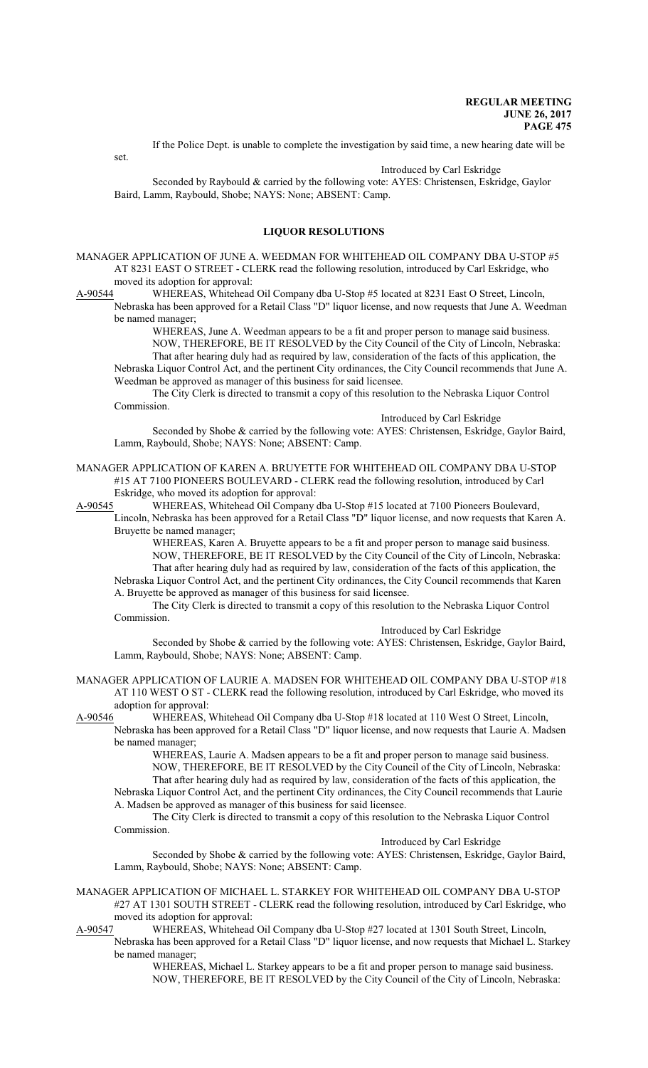If the Police Dept. is unable to complete the investigation by said time, a new hearing date will be set.

Introduced by Carl Eskridge

Seconded by Raybould & carried by the following vote: AYES: Christensen, Eskridge, Gaylor Baird, Lamm, Raybould, Shobe; NAYS: None; ABSENT: Camp.

## LIQUOR RESOLUTIONS

MANAGER APPLICATION OF JUNE A. WEEDMAN FOR WHITEHEAD OIL COMPANY DBA U-STOP #5 AT 8231 EAST O STREET - CLERK read the following resolution, introduced by Carl Eskridge, who moved its adoption for approval:

A-90544 WHEREAS, Whitehead Oil Company dba U-Stop #5 located at 8231 East O Street, Lincoln, Nebraska has been approved for a Retail Class "D" liquor license, and now requests that June A. Weedman be named manager;

WHEREAS, June A. Weedman appears to be a fit and proper person to manage said business.

NOW, THEREFORE, BE IT RESOLVED by the City Council of the City of Lincoln, Nebraska:

That after hearing duly had as required by law, consideration of the facts of this application, the Nebraska Liquor Control Act, and the pertinent City ordinances, the City Council recommends that June A. Weedman be approved as manager of this business for said licensee.

The City Clerk is directed to transmit a copy of this resolution to the Nebraska Liquor Control Commission.

Introduced by Carl Eskridge

Seconded by Shobe & carried by the following vote: AYES: Christensen, Eskridge, Gaylor Baird, Lamm, Raybould, Shobe; NAYS: None; ABSENT: Camp.

MANAGER APPLICATION OF KAREN A. BRUYETTE FOR WHITEHEAD OIL COMPANY DBA U-STOP #15 AT 7100 PIONEERS BOULEVARD - CLERK read the following resolution, introduced by Carl Eskridge, who moved its adoption for approval:

A-90545 WHEREAS, Whitehead Oil Company dba U-Stop #15 located at 7100 Pioneers Boulevard, Lincoln, Nebraska has been approved for a Retail Class "D" liquor license, and now requests that Karen A. Bruyette be named manager;

WHEREAS, Karen A. Bruyette appears to be a fit and proper person to manage said business.

NOW, THEREFORE, BE IT RESOLVED by the City Council of the City of Lincoln, Nebraska:

That after hearing duly had as required by law, consideration of the facts of this application, the Nebraska Liquor Control Act, and the pertinent City ordinances, the City Council recommends that Karen A. Bruyette be approved as manager of this business for said licensee.

The City Clerk is directed to transmit a copy of this resolution to the Nebraska Liquor Control Commission.

Introduced by Carl Eskridge

Seconded by Shobe & carried by the following vote: AYES: Christensen, Eskridge, Gaylor Baird, Lamm, Raybould, Shobe; NAYS: None; ABSENT: Camp.

MANAGER APPLICATION OF LAURIE A. MADSEN FOR WHITEHEAD OIL COMPANY DBA U-STOP #18 AT 110 WEST O ST - CLERK read the following resolution, introduced by Carl Eskridge, who moved its adoption for approval:

A-90546 WHEREAS, Whitehead Oil Company dba U-Stop #18 located at 110 West O Street, Lincoln, Nebraska has been approved for a Retail Class "D" liquor license, and now requests that Laurie A. Madsen be named manager;

WHEREAS, Laurie A. Madsen appears to be a fit and proper person to manage said business.

NOW, THEREFORE, BE IT RESOLVED by the City Council of the City of Lincoln, Nebraska:

That after hearing duly had as required by law, consideration of the facts of this application, the Nebraska Liquor Control Act, and the pertinent City ordinances, the City Council recommends that Laurie A. Madsen be approved as manager of this business for said licensee.

The City Clerk is directed to transmit a copy of this resolution to the Nebraska Liquor Control Commission.

Introduced by Carl Eskridge

Seconded by Shobe & carried by the following vote: AYES: Christensen, Eskridge, Gaylor Baird, Lamm, Raybould, Shobe; NAYS: None; ABSENT: Camp.

MANAGER APPLICATION OF MICHAEL L. STARKEY FOR WHITEHEAD OIL COMPANY DBA U-STOP #27 AT 1301 SOUTH STREET - CLERK read the following resolution, introduced by Carl Eskridge, who moved its adoption for approval:

A-90547 WHEREAS, Whitehead Oil Company dba U-Stop #27 located at 1301 South Street, Lincoln, Nebraska has been approved for a Retail Class "D" liquor license, and now requests that Michael L. Starkey be named manager;

WHEREAS, Michael L. Starkey appears to be a fit and proper person to manage said business.

NOW, THEREFORE, BE IT RESOLVED by the City Council of the City of Lincoln, Nebraska: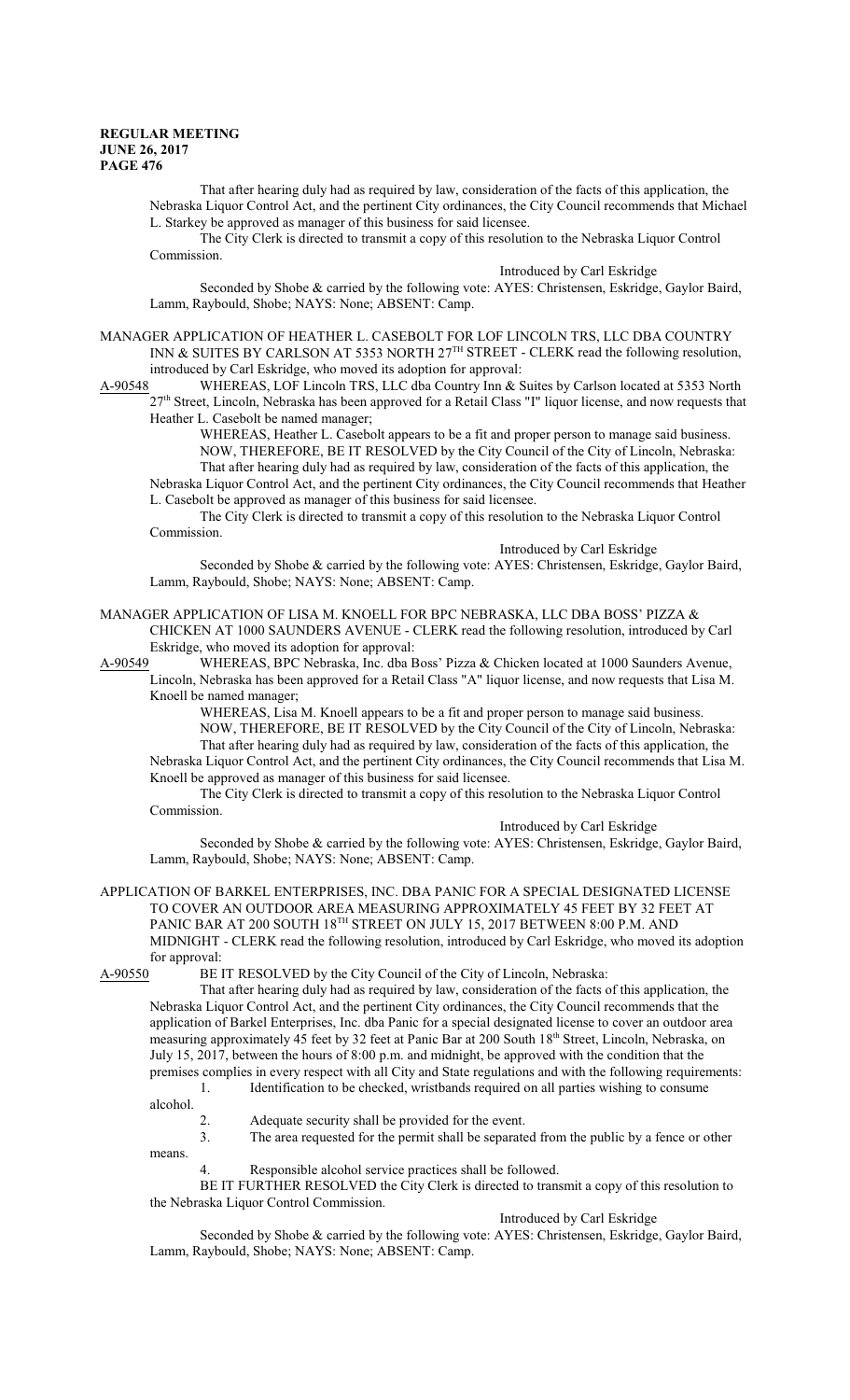That after hearing duly had as required by law, consideration of the facts of this application, the Nebraska Liquor Control Act, and the pertinent City ordinances, the City Council recommends that Michael L. Starkey be approved as manager of this business for said licensee.

The City Clerk is directed to transmit a copy of this resolution to the Nebraska Liquor Control Commission.

Introduced by Carl Eskridge

Seconded by Shobe & carried by the following vote: AYES: Christensen, Eskridge, Gaylor Baird, Lamm, Raybould, Shobe; NAYS: None; ABSENT: Camp.

MANAGER APPLICATION OF HEATHER L. CASEBOLT FOR LOF LINCOLN TRS, LLC DBA COUNTRY INN & SUITES BY CARLSON AT 5353 NORTH 27TH STREET - CLERK read the following resolution, introduced by Carl Eskridge, who moved its adoption for approval:

A-90548 WHEREAS, LOF Lincoln TRS, LLC dba Country Inn & Suites by Carlson located at 5353 North 27th Street, Lincoln, Nebraska has been approved for a Retail Class "I" liquor license, and now requests that Heather L. Casebolt be named manager;

WHEREAS, Heather L. Casebolt appears to be a fit and proper person to manage said business.

NOW, THEREFORE, BE IT RESOLVED by the City Council of the City of Lincoln, Nebraska:

That after hearing duly had as required by law, consideration of the facts of this application, the Nebraska Liquor Control Act, and the pertinent City ordinances, the City Council recommends that Heather L. Casebolt be approved as manager of this business for said licensee.

The City Clerk is directed to transmit a copy of this resolution to the Nebraska Liquor Control Commission.

Introduced by Carl Eskridge

Seconded by Shobe & carried by the following vote: AYES: Christensen, Eskridge, Gaylor Baird, Lamm, Raybould, Shobe; NAYS: None; ABSENT: Camp.

MANAGER APPLICATION OF LISA M. KNOELL FOR BPC NEBRASKA, LLC DBA BOSS' PIZZA & CHICKEN AT 1000 SAUNDERS AVENUE - CLERK read the following resolution, introduced by Carl Eskridge, who moved its adoption for approval:

A-90549 WHEREAS, BPC Nebraska, Inc. dba Boss' Pizza & Chicken located at 1000 Saunders Avenue, Lincoln, Nebraska has been approved for a Retail Class "A" liquor license, and now requests that Lisa M. Knoell be named manager;

WHEREAS, Lisa M. Knoell appears to be a fit and proper person to manage said business.

NOW, THEREFORE, BE IT RESOLVED by the City Council of the City of Lincoln, Nebraska:

That after hearing duly had as required by law, consideration of the facts of this application, the Nebraska Liquor Control Act, and the pertinent City ordinances, the City Council recommends that Lisa M. Knoell be approved as manager of this business for said licensee.

The City Clerk is directed to transmit a copy of this resolution to the Nebraska Liquor Control Commission.

Introduced by Carl Eskridge

Seconded by Shobe & carried by the following vote: AYES: Christensen, Eskridge, Gaylor Baird, Lamm, Raybould, Shobe; NAYS: None; ABSENT: Camp.

APPLICATION OF BARKEL ENTERPRISES, INC. DBA PANIC FOR A SPECIAL DESIGNATED LICENSE TO COVER AN OUTDOOR AREA MEASURING APPROXIMATELY 45 FEET BY 32 FEET AT PANIC BAR AT 200 SOUTH 18TH STREET ON JULY 15, 2017 BETWEEN 8:00 P.M. AND MIDNIGHT - CLERK read the following resolution, introduced by Carl Eskridge, who moved its adoption for approval:

A-90550 BE IT RESOLVED by the City Council of the City of Lincoln, Nebraska:

That after hearing duly had as required by law, consideration of the facts of this application, the Nebraska Liquor Control Act, and the pertinent City ordinances, the City Council recommends that the application of Barkel Enterprises, Inc. dba Panic for a special designated license to cover an outdoor area measuring approximately 45 feet by 32 feet at Panic Bar at 200 South 18th Street, Lincoln, Nebraska, on July 15, 2017, between the hours of 8:00 p.m. and midnight, be approved with the condition that the premises complies in every respect with all City and State regulations and with the following requirements:

1. Identification to be checked, wristbands required on all parties wishing to consume alcohol.
2. Adequate security shall be provided for the event.
3. The area requested for the permit shall be separated from the public by a fence or other means.
4. Responsible alcohol service practices shall be followed.

BE IT FURTHER RESOLVED the City Clerk is directed to transmit a copy of this resolution to the Nebraska Liquor Control Commission.

Introduced by Carl Eskridge

Seconded by Shobe & carried by the following vote: AYES: Christensen, Eskridge, Gaylor Baird, Lamm, Raybould, Shobe; NAYS: None; ABSENT: Camp.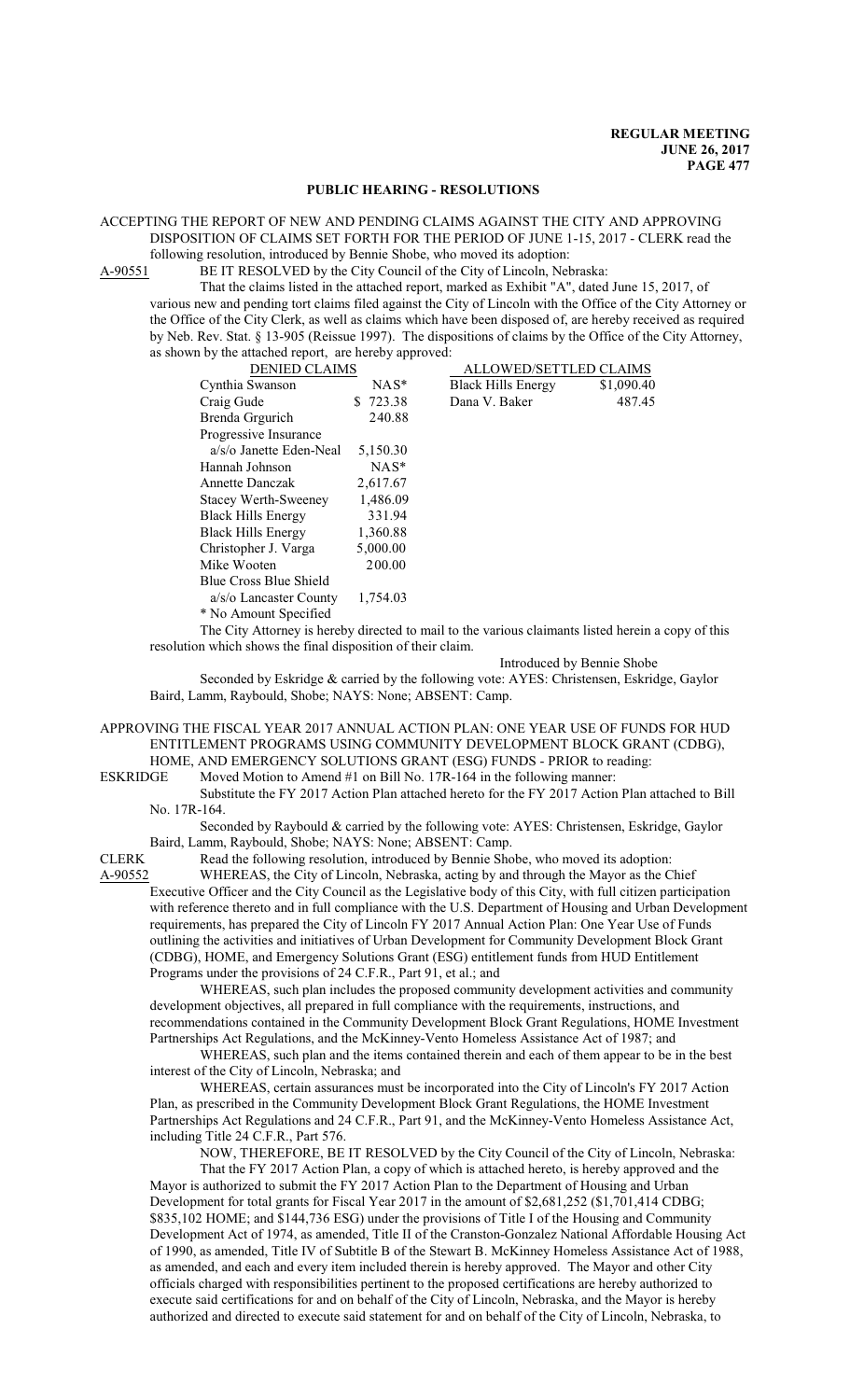## PUBLIC HEARING - RESOLUTIONS

ACCEPTING THE REPORT OF NEW AND PENDING CLAIMS AGAINST THE CITY AND APPROVING DISPOSITION OF CLAIMS SET FORTH FOR THE PERIOD OF JUNE 1-15, 2017 - CLERK read the following resolution, introduced by Bennie Shobe, who moved its adoption:

A-90551 BE IT RESOLVED by the City Council of the City of Lincoln, Nebraska:

That the claims listed in the attached report, marked as Exhibit "A", dated June 15, 2017, of various new and pending tort claims filed against the City of Lincoln with the Office of the City Attorney or the Office of the City Clerk, as well as claims which have been disposed of, are hereby received as required by Neb. Rev. Stat. § 13-905 (Reissue 1997). The dispositions of claims by the Office of the City Attorney, as shown by the attached report, are hereby approved:

| DENIED CLAIMS | | ALLOWED/SETTLED CLAIMS | |
|---|---|---|---|
| Cynthia Swanson | NAS* | Black Hills Energy | $1,090.40 |
| Craig Gude | $ 723.38 | Dana V. Baker | 487.45 |
| Brenda Grgurich | 240.88 | | |
| Progressive Insurance a/s/o Janette Eden-Neal | 5,150.30 | | |
| Hannah Johnson | NAS* | | |
| Annette Danczak | 2,617.67 | | |
| Stacey Werth-Sweeney | 1,486.09 | | |
| Black Hills Energy | 331.94 | | |
| Black Hills Energy | 1,360.88 | | |
| Christopher J. Varga | 5,000.00 | | |
| Mike Wooten | 200.00 | | |
| Blue Cross Blue Shield a/s/o Lancaster County | 1,754.03 | | |

* No Amount Specified

The City Attorney is hereby directed to mail to the various claimants listed herein a copy of this resolution which shows the final disposition of their claim.

Introduced by Bennie Shobe

Seconded by Eskridge & carried by the following vote: AYES: Christensen, Eskridge, Gaylor Baird, Lamm, Raybould, Shobe; NAYS: None; ABSENT: Camp.

APPROVING THE FISCAL YEAR 2017 ANNUAL ACTION PLAN: ONE YEAR USE OF FUNDS FOR HUD ENTITLEMENT PROGRAMS USING COMMUNITY DEVELOPMENT BLOCK GRANT (CDBG), HOME, AND EMERGENCY SOLUTIONS GRANT (ESG) FUNDS - PRIOR to reading:

ESKRIDGE Moved Motion to Amend #1 on Bill No. 17R-164 in the following manner:

Substitute the FY 2017 Action Plan attached hereto for the FY 2017 Action Plan attached to Bill No. 17R-164.

Seconded by Raybould & carried by the following vote: AYES: Christensen, Eskridge, Gaylor Baird, Lamm, Raybould, Shobe; NAYS: None; ABSENT: Camp.

CLERK Read the following resolution, introduced by Bennie Shobe, who moved its adoption:

A-90552 WHEREAS, the City of Lincoln, Nebraska, acting by and through the Mayor as the Chief Executive Officer and the City Council as the Legislative body of this City, with full citizen participation with reference thereto and in full compliance with the U.S. Department of Housing and Urban Development requirements, has prepared the City of Lincoln FY 2017 Annual Action Plan: One Year Use of Funds outlining the activities and initiatives of Urban Development for Community Development Block Grant (CDBG), HOME, and Emergency Solutions Grant (ESG) entitlement funds from HUD Entitlement Programs under the provisions of 24 C.F.R., Part 91, et al.; and

WHEREAS, such plan includes the proposed community development activities and community development objectives, all prepared in full compliance with the requirements, instructions, and recommendations contained in the Community Development Block Grant Regulations, HOME Investment Partnerships Act Regulations, and the McKinney-Vento Homeless Assistance Act of 1987; and

WHEREAS, such plan and the items contained therein and each of them appear to be in the best interest of the City of Lincoln, Nebraska; and

WHEREAS, certain assurances must be incorporated into the City of Lincoln's FY 2017 Action Plan, as prescribed in the Community Development Block Grant Regulations, the HOME Investment Partnerships Act Regulations and 24 C.F.R., Part 91, and the McKinney-Vento Homeless Assistance Act, including Title 24 C.F.R., Part 576.

NOW, THEREFORE, BE IT RESOLVED by the City Council of the City of Lincoln, Nebraska:

That the FY 2017 Action Plan, a copy of which is attached hereto, is hereby approved and the Mayor is authorized to submit the FY 2017 Action Plan to the Department of Housing and Urban Development for total grants for Fiscal Year 2017 in the amount of $2,681,252 ($1,701,414 CDBG; $835,102 HOME; and $144,736 ESG) under the provisions of Title I of the Housing and Community Development Act of 1974, as amended, Title II of the Cranston-Gonzalez National Affordable Housing Act of 1990, as amended, Title IV of Subtitle B of the Stewart B. McKinney Homeless Assistance Act of 1988, as amended, and each and every item included therein is hereby approved. The Mayor and other City officials charged with responsibilities pertinent to the proposed certifications are hereby authorized to execute said certifications for and on behalf of the City of Lincoln, Nebraska, and the Mayor is hereby authorized and directed to execute said statement for and on behalf of the City of Lincoln, Nebraska, to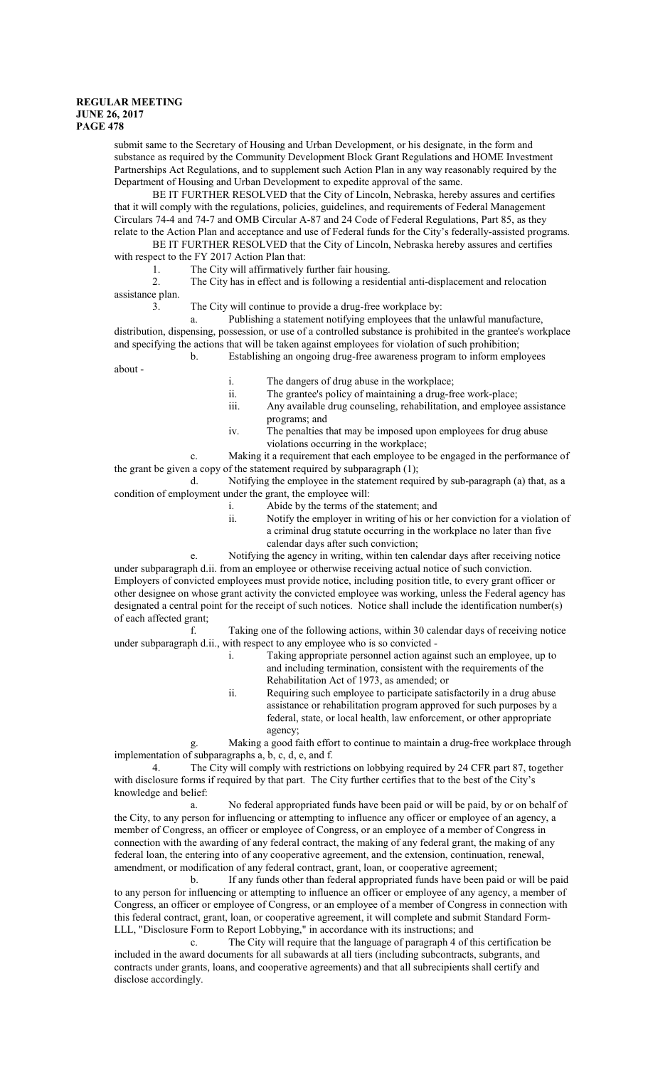submit same to the Secretary of Housing and Urban Development, or his designate, in the form and substance as required by the Community Development Block Grant Regulations and HOME Investment Partnerships Act Regulations, and to supplement such Action Plan in any way reasonably required by the Department of Housing and Urban Development to expedite approval of the same.

BE IT FURTHER RESOLVED that the City of Lincoln, Nebraska, hereby assures and certifies that it will comply with the regulations, policies, guidelines, and requirements of Federal Management Circulars 74-4 and 74-7 and OMB Circular A-87 and 24 Code of Federal Regulations, Part 85, as they relate to the Action Plan and acceptance and use of Federal funds for the City's federally-assisted programs.

BE IT FURTHER RESOLVED that the City of Lincoln, Nebraska hereby assures and certifies with respect to the FY 2017 Action Plan that:

1. The City will affirmatively further fair housing.
2. The City has in effect and is following a residential anti-displacement and relocation assistance plan.
3. The City will continue to provide a drug-free workplace by:
   a. Publishing a statement notifying employees that the unlawful manufacture, distribution, dispensing, possession, or use of a controlled substance is prohibited in the grantee's workplace and specifying the actions that will be taken against employees for violation of such prohibition;
   b. Establishing an ongoing drug-free awareness program to inform employees about -
      i. The dangers of drug abuse in the workplace;
      ii. The grantee's policy of maintaining a drug-free work-place;
      iii. Any available drug counseling, rehabilitation, and employee assistance programs; and
      iv. The penalties that may be imposed upon employees for drug abuse violations occurring in the workplace;
   c. Making it a requirement that each employee to be engaged in the performance of the grant be given a copy of the statement required by subparagraph (1);
   d. Notifying the employee in the statement required by sub-paragraph (a) that, as a condition of employment under the grant, the employee will:
      i. Abide by the terms of the statement; and
      ii. Notify the employer in writing of his or her conviction for a violation of a criminal drug statute occurring in the workplace no later than five calendar days after such conviction;
   e. Notifying the agency in writing, within ten calendar days after receiving notice under subparagraph d.ii. from an employee or otherwise receiving actual notice of such conviction. Employers of convicted employees must provide notice, including position title, to every grant officer or other designee on whose grant activity the convicted employee was working, unless the Federal agency has designated a central point for the receipt of such notices. Notice shall include the identification number(s) of each affected grant;
   f. Taking one of the following actions, within 30 calendar days of receiving notice under subparagraph d.ii., with respect to any employee who is so convicted -
      i. Taking appropriate personnel action against such an employee, up to and including termination, consistent with the requirements of the Rehabilitation Act of 1973, as amended; or
      ii. Requiring such employee to participate satisfactorily in a drug abuse assistance or rehabilitation program approved for such purposes by a federal, state, or local health, law enforcement, or other appropriate agency;
   g. Making a good faith effort to continue to maintain a drug-free workplace through implementation of subparagraphs a, b, c, d, e, and f.
4. The City will comply with restrictions on lobbying required by 24 CFR part 87, together with disclosure forms if required by that part. The City further certifies that to the best of the City's knowledge and belief:
   a. No federal appropriated funds have been paid or will be paid, by or on behalf of the City, to any person for influencing or attempting to influence any officer or employee of an agency, a member of Congress, an officer or employee of Congress, or an employee of a member of Congress in connection with the awarding of any federal contract, the making of any federal grant, the making of any federal loan, the entering into of any cooperative agreement, and the extension, continuation, renewal, amendment, or modification of any federal contract, grant, loan, or cooperative agreement;
   b. If any funds other than federal appropriated funds have been paid or will be paid to any person for influencing or attempting to influence an officer or employee of any agency, a member of Congress, an officer or employee of Congress, or an employee of a member of Congress in connection with this federal contract, grant, loan, or cooperative agreement, it will complete and submit Standard Form-LLL, "Disclosure Form to Report Lobbying," in accordance with its instructions; and
   c. The City will require that the language of paragraph 4 of this certification be included in the award documents for all subawards at all tiers (including subcontracts, subgrants, and contracts under grants, loans, and cooperative agreements) and that all subrecipients shall certify and disclose accordingly.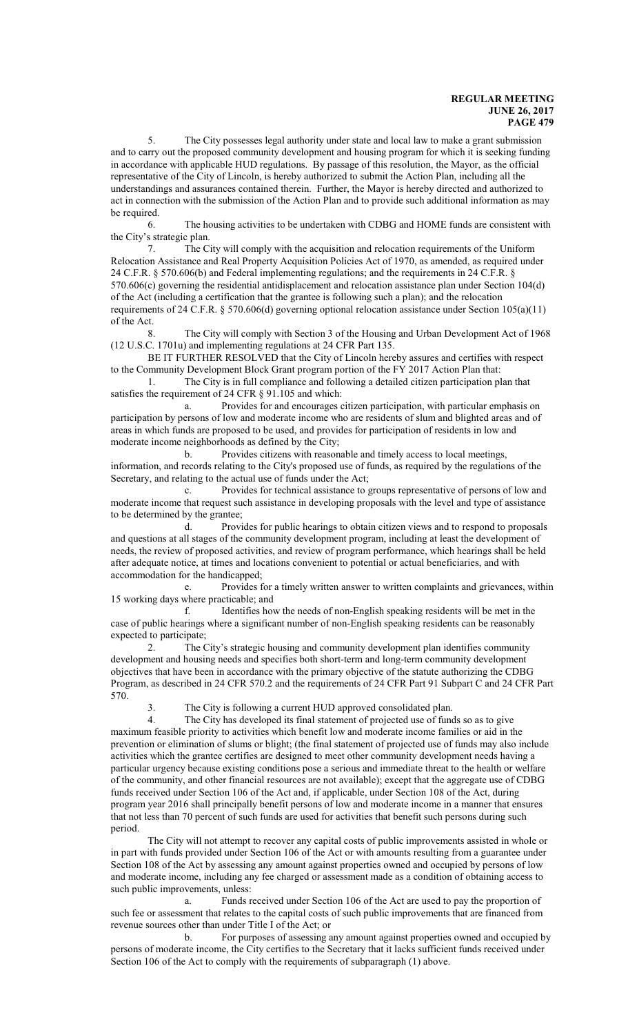5. The City possesses legal authority under state and local law to make a grant submission and to carry out the proposed community development and housing program for which it is seeking funding in accordance with applicable HUD regulations. By passage of this resolution, the Mayor, as the official representative of the City of Lincoln, is hereby authorized to submit the Action Plan, including all the understandings and assurances contained therein. Further, the Mayor is hereby directed and authorized to act in connection with the submission of the Action Plan and to provide such additional information as may be required.

6. The housing activities to be undertaken with CDBG and HOME funds are consistent with the City's strategic plan.

7. The City will comply with the acquisition and relocation requirements of the Uniform Relocation Assistance and Real Property Acquisition Policies Act of 1970, as amended, as required under 24 C.F.R. § 570.606(b) and Federal implementing regulations; and the requirements in 24 C.F.R. § 570.606(c) governing the residential antidisplacement and relocation assistance plan under Section 104(d) of the Act (including a certification that the grantee is following such a plan); and the relocation requirements of 24 C.F.R. § 570.606(d) governing optional relocation assistance under Section 105(a)(11) of the Act.

8. The City will comply with Section 3 of the Housing and Urban Development Act of 1968 (12 U.S.C. 1701u) and implementing regulations at 24 CFR Part 135.

BE IT FURTHER RESOLVED that the City of Lincoln hereby assures and certifies with respect to the Community Development Block Grant program portion of the FY 2017 Action Plan that:

1. The City is in full compliance and following a detailed citizen participation plan that satisfies the requirement of 24 CFR § 91.105 and which:

   a. Provides for and encourages citizen participation, with particular emphasis on participation by persons of low and moderate income who are residents of slum and blighted areas and of areas in which funds are proposed to be used, and provides for participation of residents in low and moderate income neighborhoods as defined by the City;

   b. Provides citizens with reasonable and timely access to local meetings, information, and records relating to the City's proposed use of funds, as required by the regulations of the Secretary, and relating to the actual use of funds under the Act;

   c. Provides for technical assistance to groups representative of persons of low and moderate income that request such assistance in developing proposals with the level and type of assistance to be determined by the grantee;

   d. Provides for public hearings to obtain citizen views and to respond to proposals and questions at all stages of the community development program, including at least the development of needs, the review of proposed activities, and review of program performance, which hearings shall be held after adequate notice, at times and locations convenient to potential or actual beneficiaries, and with accommodation for the handicapped;

   e. Provides for a timely written answer to written complaints and grievances, within 15 working days where practicable; and

   f. Identifies how the needs of non-English speaking residents will be met in the case of public hearings where a significant number of non-English speaking residents can be reasonably expected to participate;

2. The City's strategic housing and community development plan identifies community development and housing needs and specifies both short-term and long-term community development objectives that have been in accordance with the primary objective of the statute authorizing the CDBG Program, as described in 24 CFR 570.2 and the requirements of 24 CFR Part 91 Subpart C and 24 CFR Part 570.

3. The City is following a current HUD approved consolidated plan.

4. The City has developed its final statement of projected use of funds so as to give maximum feasible priority to activities which benefit low and moderate income families or aid in the prevention or elimination of slums or blight; (the final statement of projected use of funds may also include activities which the grantee certifies are designed to meet other community development needs having a particular urgency because existing conditions pose a serious and immediate threat to the health or welfare of the community, and other financial resources are not available); except that the aggregate use of CDBG funds received under Section 106 of the Act and, if applicable, under Section 108 of the Act, during program year 2016 shall principally benefit persons of low and moderate income in a manner that ensures that not less than 70 percent of such funds are used for activities that benefit such persons during such period.

The City will not attempt to recover any capital costs of public improvements assisted in whole or in part with funds provided under Section 106 of the Act or with amounts resulting from a guarantee under Section 108 of the Act by assessing any amount against properties owned and occupied by persons of low and moderate income, including any fee charged or assessment made as a condition of obtaining access to such public improvements, unless:

   a. Funds received under Section 106 of the Act are used to pay the proportion of such fee or assessment that relates to the capital costs of such public improvements that are financed from revenue sources other than under Title I of the Act; or

   b. For purposes of assessing any amount against properties owned and occupied by persons of moderate income, the City certifies to the Secretary that it lacks sufficient funds received under Section 106 of the Act to comply with the requirements of subparagraph (1) above.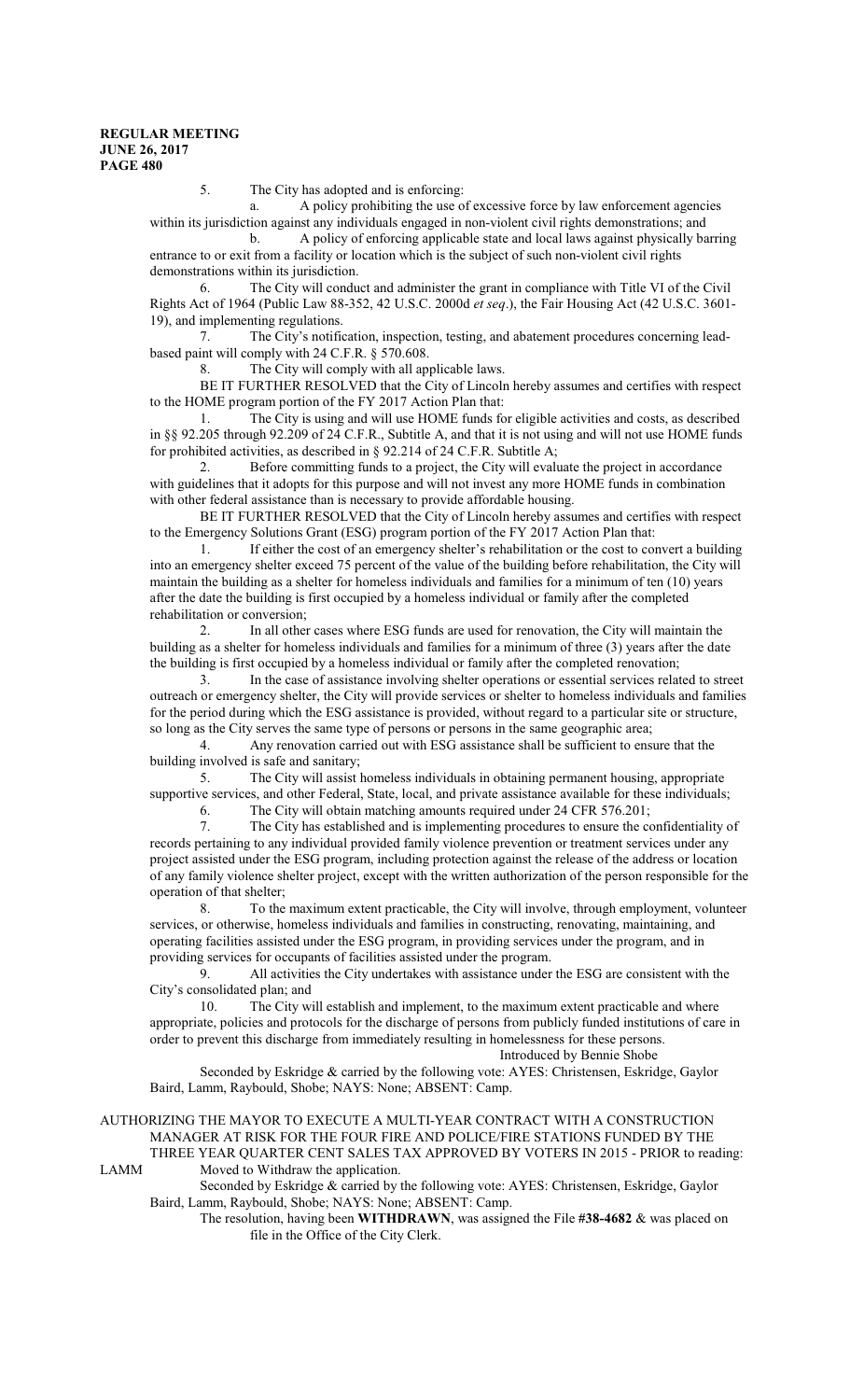5. The City has adopted and is enforcing:

a. A policy prohibiting the use of excessive force by law enforcement agencies within its jurisdiction against any individuals engaged in non-violent civil rights demonstrations; and

b. A policy of enforcing applicable state and local laws against physically barring entrance to or exit from a facility or location which is the subject of such non-violent civil rights demonstrations within its jurisdiction.

6. The City will conduct and administer the grant in compliance with Title VI of the Civil Rights Act of 1964 (Public Law 88-352, 42 U.S.C. 2000d *et seq*.), the Fair Housing Act (42 U.S.C. 3601-19), and implementing regulations.

7. The City's notification, inspection, testing, and abatement procedures concerning lead-based paint will comply with 24 C.F.R. § 570.608.

8. The City will comply with all applicable laws.

BE IT FURTHER RESOLVED that the City of Lincoln hereby assumes and certifies with respect to the HOME program portion of the FY 2017 Action Plan that:

1. The City is using and will use HOME funds for eligible activities and costs, as described in §§ 92.205 through 92.209 of 24 C.F.R., Subtitle A, and that it is not using and will not use HOME funds for prohibited activities, as described in § 92.214 of 24 C.F.R. Subtitle A;

2. Before committing funds to a project, the City will evaluate the project in accordance with guidelines that it adopts for this purpose and will not invest any more HOME funds in combination with other federal assistance than is necessary to provide affordable housing.

BE IT FURTHER RESOLVED that the City of Lincoln hereby assumes and certifies with respect to the Emergency Solutions Grant (ESG) program portion of the FY 2017 Action Plan that:

1. If either the cost of an emergency shelter's rehabilitation or the cost to convert a building into an emergency shelter exceed 75 percent of the value of the building before rehabilitation, the City will maintain the building as a shelter for homeless individuals and families for a minimum of ten (10) years after the date the building is first occupied by a homeless individual or family after the completed rehabilitation or conversion;

2. In all other cases where ESG funds are used for renovation, the City will maintain the building as a shelter for homeless individuals and families for a minimum of three (3) years after the date the building is first occupied by a homeless individual or family after the completed renovation;

3. In the case of assistance involving shelter operations or essential services related to street outreach or emergency shelter, the City will provide services or shelter to homeless individuals and families for the period during which the ESG assistance is provided, without regard to a particular site or structure, so long as the City serves the same type of persons or persons in the same geographic area;

4. Any renovation carried out with ESG assistance shall be sufficient to ensure that the building involved is safe and sanitary;

5. The City will assist homeless individuals in obtaining permanent housing, appropriate supportive services, and other Federal, State, local, and private assistance available for these individuals;

6. The City will obtain matching amounts required under 24 CFR 576.201;

7. The City has established and is implementing procedures to ensure the confidentiality of records pertaining to any individual provided family violence prevention or treatment services under any project assisted under the ESG program, including protection against the release of the address or location of any family violence shelter project, except with the written authorization of the person responsible for the operation of that shelter;

8. To the maximum extent practicable, the City will involve, through employment, volunteer services, or otherwise, homeless individuals and families in constructing, renovating, maintaining, and operating facilities assisted under the ESG program, in providing services under the program, and in providing services for occupants of facilities assisted under the program.

9. All activities the City undertakes with assistance under the ESG are consistent with the City's consolidated plan; and

10. The City will establish and implement, to the maximum extent practicable and where appropriate, policies and protocols for the discharge of persons from publicly funded institutions of care in order to prevent this discharge from immediately resulting in homelessness for these persons.

Introduced by Bennie Shobe

Seconded by Eskridge & carried by the following vote: AYES: Christensen, Eskridge, Gaylor Baird, Lamm, Raybould, Shobe; NAYS: None; ABSENT: Camp.

AUTHORIZING THE MAYOR TO EXECUTE A MULTI-YEAR CONTRACT WITH A CONSTRUCTION MANAGER AT RISK FOR THE FOUR FIRE AND POLICE/FIRE STATIONS FUNDED BY THE THREE YEAR QUARTER CENT SALES TAX APPROVED BY VOTERS IN 2015 - PRIOR to reading:

LAMM Moved to Withdraw the application.

Seconded by Eskridge & carried by the following vote: AYES: Christensen, Eskridge, Gaylor Baird, Lamm, Raybould, Shobe; NAYS: None; ABSENT: Camp.

The resolution, having been **WITHDRAWN**, was assigned the File **#38-4682** & was placed on file in the Office of the City Clerk.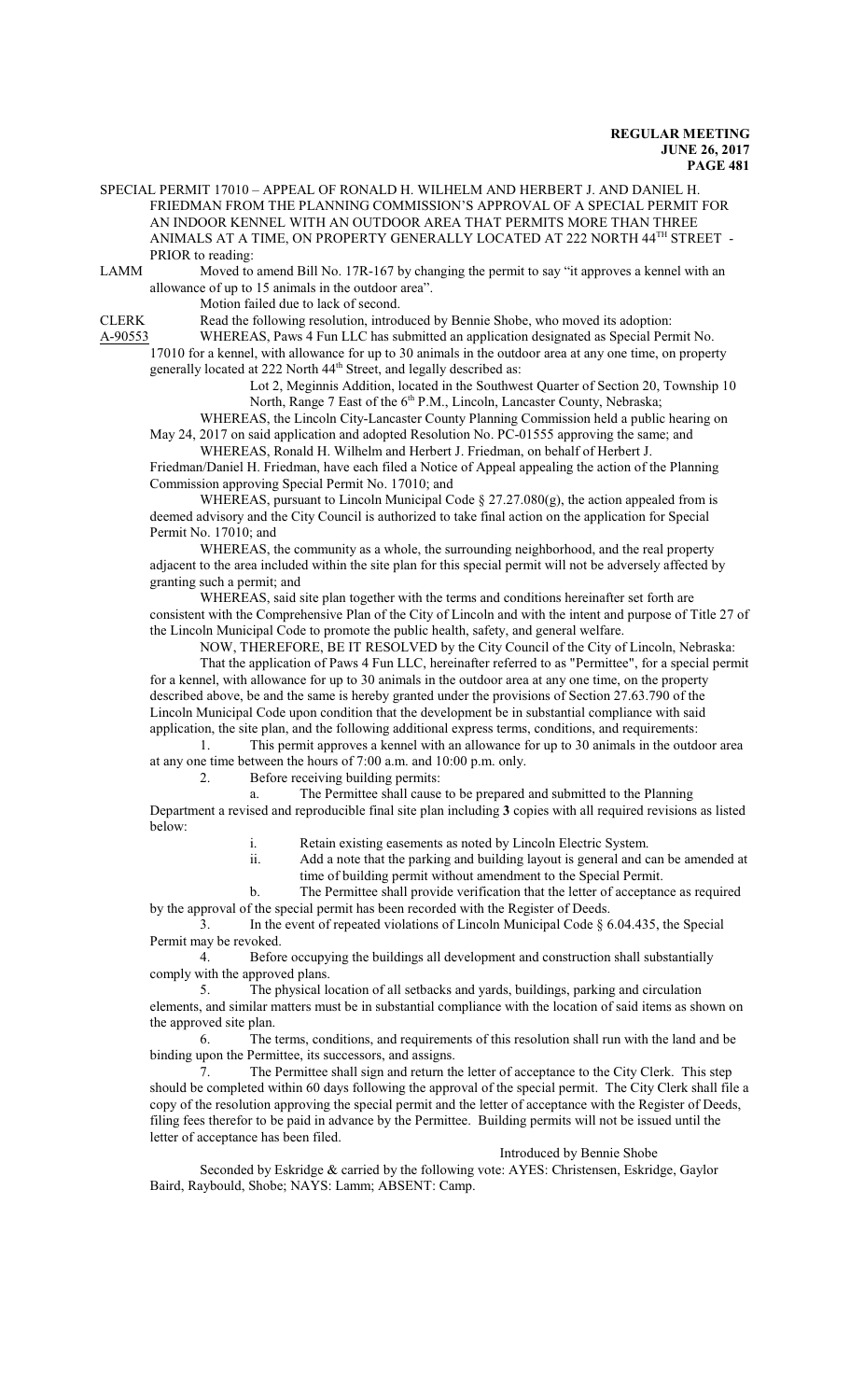SPECIAL PERMIT 17010 – APPEAL OF RONALD H. WILHELM AND HERBERT J. AND DANIEL H. FRIEDMAN FROM THE PLANNING COMMISSION'S APPROVAL OF A SPECIAL PERMIT FOR AN INDOOR KENNEL WITH AN OUTDOOR AREA THAT PERMITS MORE THAN THREE ANIMALS AT A TIME, ON PROPERTY GENERALLY LOCATED AT 222 NORTH 44TH STREET - PRIOR to reading:

LAMM Moved to amend Bill No. 17R-167 by changing the permit to say "it approves a kennel with an allowance of up to 15 animals in the outdoor area".

Motion failed due to lack of second.

CLERK Read the following resolution, introduced by Bennie Shobe, who moved its adoption:

A-90553 WHEREAS, Paws 4 Fun LLC has submitted an application designated as Special Permit No. 17010 for a kennel, with allowance for up to 30 animals in the outdoor area at any one time, on property generally located at 222 North 44th Street, and legally described as:

Lot 2, Meginnis Addition, located in the Southwest Quarter of Section 20, Township 10 North, Range 7 East of the 6th P.M., Lincoln, Lancaster County, Nebraska;

WHEREAS, the Lincoln City-Lancaster County Planning Commission held a public hearing on May 24, 2017 on said application and adopted Resolution No. PC-01555 approving the same; and

WHEREAS, Ronald H. Wilhelm and Herbert J. Friedman, on behalf of Herbert J. Friedman/Daniel H. Friedman, have each filed a Notice of Appeal appealing the action of the Planning Commission approving Special Permit No. 17010; and

WHEREAS, pursuant to Lincoln Municipal Code § 27.27.080(g), the action appealed from is deemed advisory and the City Council is authorized to take final action on the application for Special Permit No. 17010; and

WHEREAS, the community as a whole, the surrounding neighborhood, and the real property adjacent to the area included within the site plan for this special permit will not be adversely affected by granting such a permit; and

WHEREAS, said site plan together with the terms and conditions hereinafter set forth are consistent with the Comprehensive Plan of the City of Lincoln and with the intent and purpose of Title 27 of the Lincoln Municipal Code to promote the public health, safety, and general welfare.

NOW, THEREFORE, BE IT RESOLVED by the City Council of the City of Lincoln, Nebraska:

That the application of Paws 4 Fun LLC, hereinafter referred to as "Permittee", for a special permit for a kennel, with allowance for up to 30 animals in the outdoor area at any one time, on the property described above, be and the same is hereby granted under the provisions of Section 27.63.790 of the Lincoln Municipal Code upon condition that the development be in substantial compliance with said application, the site plan, and the following additional express terms, conditions, and requirements:

1. This permit approves a kennel with an allowance for up to 30 animals in the outdoor area at any one time between the hours of 7:00 a.m. and 10:00 p.m. only.

2. Before receiving building permits:

a. The Permittee shall cause to be prepared and submitted to the Planning Department a revised and reproducible final site plan including **3** copies with all required revisions as listed below:

i. Retain existing easements as noted by Lincoln Electric System.

ii. Add a note that the parking and building layout is general and can be amended at time of building permit without amendment to the Special Permit.

b. The Permittee shall provide verification that the letter of acceptance as required by the approval of the special permit has been recorded with the Register of Deeds.

3. In the event of repeated violations of Lincoln Municipal Code § 6.04.435, the Special Permit may be revoked.

4. Before occupying the buildings all development and construction shall substantially comply with the approved plans.

5. The physical location of all setbacks and yards, buildings, parking and circulation elements, and similar matters must be in substantial compliance with the location of said items as shown on the approved site plan.

6. The terms, conditions, and requirements of this resolution shall run with the land and be binding upon the Permittee, its successors, and assigns.

7. The Permittee shall sign and return the letter of acceptance to the City Clerk. This step should be completed within 60 days following the approval of the special permit. The City Clerk shall file a copy of the resolution approving the special permit and the letter of acceptance with the Register of Deeds, filing fees therefor to be paid in advance by the Permittee. Building permits will not be issued until the letter of acceptance has been filed.

Introduced by Bennie Shobe

Seconded by Eskridge & carried by the following vote: AYES: Christensen, Eskridge, Gaylor Baird, Raybould, Shobe; NAYS: Lamm; ABSENT: Camp.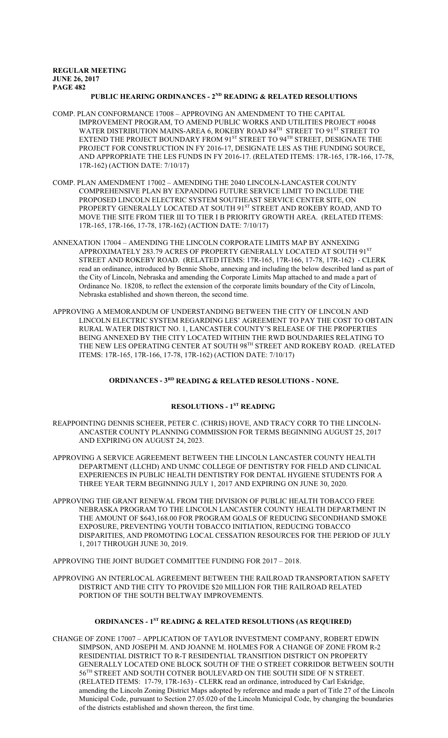## PUBLIC HEARING ORDINANCES - 2ND READING & RELATED RESOLUTIONS

COMP. PLAN CONFORMANCE 17008 – APPROVING AN AMENDMENT TO THE CAPITAL IMPROVEMENT PROGRAM, TO AMEND PUBLIC WORKS AND UTILITIES PROJECT #0048 WATER DISTRIBUTION MAINS-AREA 6, ROKEBY ROAD 84TH STREET TO 91ST STREET TO EXTEND THE PROJECT BOUNDARY FROM 91ST STREET TO 94TH STREET, DESIGNATE THE PROJECT FOR CONSTRUCTION IN FY 2016-17, DESIGNATE LES AS THE FUNDING SOURCE, AND APPROPRIATE THE LES FUNDS IN FY 2016-17. (RELATED ITEMS: 17R-165, 17R-166, 17-78, 17R-162) (ACTION DATE: 7/10/17)

COMP. PLAN AMENDMENT 17002 – AMENDING THE 2040 LINCOLN-LANCASTER COUNTY COMPREHENSIVE PLAN BY EXPANDING FUTURE SERVICE LIMIT TO INCLUDE THE PROPOSED LINCOLN ELECTRIC SYSTEM SOUTHEAST SERVICE CENTER SITE, ON PROPERTY GENERALLY LOCATED AT SOUTH 91ST STREET AND ROKEBY ROAD, AND TO MOVE THE SITE FROM TIER III TO TIER I B PRIORITY GROWTH AREA. (RELATED ITEMS: 17R-165, 17R-166, 17-78, 17R-162) (ACTION DATE: 7/10/17)

ANNEXATION 17004 – AMENDING THE LINCOLN CORPORATE LIMITS MAP BY ANNEXING APPROXIMATELY 283.79 ACRES OF PROPERTY GENERALLY LOCATED AT SOUTH 91ST STREET AND ROKEBY ROAD. (RELATED ITEMS: 17R-165, 17R-166, 17-78, 17R-162) - CLERK read an ordinance, introduced by Bennie Shobe, annexing and including the below described land as part of the City of Lincoln, Nebraska and amending the Corporate Limits Map attached to and made a part of Ordinance No. 18208, to reflect the extension of the corporate limits boundary of the City of Lincoln, Nebraska established and shown thereon, the second time.

APPROVING A MEMORANDUM OF UNDERSTANDING BETWEEN THE CITY OF LINCOLN AND LINCOLN ELECTRIC SYSTEM REGARDING LES' AGREEMENT TO PAY THE COST TO OBTAIN RURAL WATER DISTRICT NO. 1, LANCASTER COUNTY'S RELEASE OF THE PROPERTIES BEING ANNEXED BY THE CITY LOCATED WITHIN THE RWD BOUNDARIES RELATING TO THE NEW LES OPERATING CENTER AT SOUTH 98TH STREET AND ROKEBY ROAD. (RELATED ITEMS: 17R-165, 17R-166, 17-78, 17R-162) (ACTION DATE: 7/10/17)

## ORDINANCES - 3RD READING & RELATED RESOLUTIONS - NONE.

## RESOLUTIONS - 1ST READING

REAPPOINTING DENNIS SCHEER, PETER C. (CHRIS) HOVE, AND TRACY CORR TO THE LINCOLN-ANCASTER COUNTY PLANNING COMMISSION FOR TERMS BEGINNING AUGUST 25, 2017 AND EXPIRING ON AUGUST 24, 2023.

APPROVING A SERVICE AGREEMENT BETWEEN THE LINCOLN LANCASTER COUNTY HEALTH DEPARTMENT (LLCHD) AND UNMC COLLEGE OF DENTISTRY FOR FIELD AND CLINICAL EXPERIENCES IN PUBLIC HEALTH DENTISTRY FOR DENTAL HYGIENE STUDENTS FOR A THREE YEAR TERM BEGINNING JULY 1, 2017 AND EXPIRING ON JUNE 30, 2020.

APPROVING THE GRANT RENEWAL FROM THE DIVISION OF PUBLIC HEALTH TOBACCO FREE NEBRASKA PROGRAM TO THE LINCOLN LANCASTER COUNTY HEALTH DEPARTMENT IN THE AMOUNT OF $643,168.00 FOR PROGRAM GOALS OF REDUCING SECONDHAND SMOKE EXPOSURE, PREVENTING YOUTH TOBACCO INITIATION, REDUCING TOBACCO DISPARITIES, AND PROMOTING LOCAL CESSATION RESOURCES FOR THE PERIOD OF JULY 1, 2017 THROUGH JUNE 30, 2019.

APPROVING THE JOINT BUDGET COMMITTEE FUNDING FOR 2017 – 2018.

APPROVING AN INTERLOCAL AGREEMENT BETWEEN THE RAILROAD TRANSPORTATION SAFETY DISTRICT AND THE CITY TO PROVIDE $20 MILLION FOR THE RAILROAD RELATED PORTION OF THE SOUTH BELTWAY IMPROVEMENTS.

## ORDINANCES - 1ST READING & RELATED RESOLUTIONS (AS REQUIRED)

CHANGE OF ZONE 17007 – APPLICATION OF TAYLOR INVESTMENT COMPANY, ROBERT EDWIN SIMPSON, AND JOSEPH M. AND JOANNE M. HOLMES FOR A CHANGE OF ZONE FROM R-2 RESIDENTIAL DISTRICT TO R-T RESIDENTIAL TRANSITION DISTRICT ON PROPERTY GENERALLY LOCATED ONE BLOCK SOUTH OF THE O STREET CORRIDOR BETWEEN SOUTH 56TH STREET AND SOUTH COTNER BOULEVARD ON THE SOUTH SIDE OF N STREET. (RELATED ITEMS: 17-79, 17R-163) - CLERK read an ordinance, introduced by Carl Eskridge, amending the Lincoln Zoning District Maps adopted by reference and made a part of Title 27 of the Lincoln Municipal Code, pursuant to Section 27.05.020 of the Lincoln Municipal Code, by changing the boundaries of the districts established and shown thereon, the first time.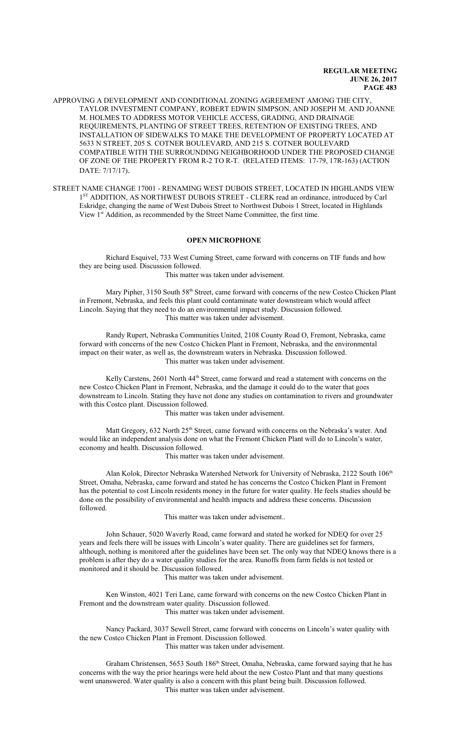APPROVING A DEVELOPMENT AND CONDITIONAL ZONING AGREEMENT AMONG THE CITY, TAYLOR INVESTMENT COMPANY, ROBERT EDWIN SIMPSON, AND JOSEPH M. AND JOANNE M. HOLMES TO ADDRESS MOTOR VEHICLE ACCESS, GRADING, AND DRAINAGE REQUIREMENTS, PLANTING OF STREET TREES, RETENTION OF EXISTING TREES, AND INSTALLATION OF SIDEWALKS TO MAKE THE DEVELOPMENT OF PROPERTY LOCATED AT 5633 N STREET, 205 S. COTNER BOULEVARD, AND 215 S. COTNER BOULEVARD COMPATIBLE WITH THE SURROUNDING NEIGHBORHOOD UNDER THE PROPOSED CHANGE OF ZONE OF THE PROPERTY FROM R-2 TO R-T. (RELATED ITEMS: 17-79, 17R-163) (ACTION DATE: 7/17/17).

STREET NAME CHANGE 17001 - RENAMING WEST DUBOIS STREET, LOCATED IN HIGHLANDS VIEW 1ST ADDITION, AS NORTHWEST DUBOIS STREET - CLERK read an ordinance, introduced by Carl Eskridge, changing the name of West Dubois Street to Northwest Dubois 1 Street, located in Highlands View 1st Addition, as recommended by the Street Name Committee, the first time.

**OPEN MICROPHONE**

Richard Esquivel, 733 West Cuming Street, came forward with concerns on TIF funds and how they are being used. Discussion followed.
This matter was taken under advisement.

Mary Pipher, 3150 South 58th Street, came forward with concerns of the new Costco Chicken Plant in Fremont, Nebraska, and feels this plant could contaminate water downstream which would affect Lincoln. Saying that they need to do an environmental impact study. Discussion followed.
This matter was taken under advisement.

Randy Rupert, Nebraska Communities United, 2108 County Road O, Fremont, Nebraska, came forward with concerns of the new Costco Chicken Plant in Fremont, Nebraska, and the environmental impact on their water, as well as, the downstream waters in Nebraska. Discussion followed.
This matter was taken under advisement.

Kelly Carstens, 2601 North 44th Street, came forward and read a statement with concerns on the new Costco Chicken Plant in Fremont, Nebraska, and the damage it could do to the water that goes downstream to Lincoln. Stating they have not done any studies on contamination to rivers and groundwater with this Costco plant. Discussion followed.
This matter was taken under advisement.

Matt Gregory, 632 North 25th Street, came forward with concerns on the Nebraska's water. And would like an independent analysis done on what the Fremont Chicken Plant will do to Lincoln's water, economy and health. Discussion followed.
This matter was taken under advisement.

Alan Kolok, Director Nebraska Watershed Network for University of Nebraska, 2122 South 106th Street, Omaha, Nebraska, came forward and stated he has concerns the Costco Chicken Plant in Fremont has the potential to cost Lincoln residents money in the future for water quality. He feels studies should be done on the possibility of environmental and health impacts and address these concerns. Discussion followed.
This matter was taken under advisement..

John Schauer, 5020 Waverly Road, came forward and stated he worked for NDEQ for over 25 years and feels there will be issues with Lincoln's water quality. There are guidelines set for farmers, although, nothing is monitored after the guidelines have been set. The only way that NDEQ knows there is a problem is after they do a water quality studies for the area. Runoffs from farm fields is not tested or monitored and it should be. Discussion followed.
This matter was taken under advisement.

Ken Winston, 4021 Teri Lane, came forward with concerns on the new Costco Chicken Plant in Fremont and the downstream water quality. Discussion followed.
This matter was taken under advisement.

Nancy Packard, 3037 Sewell Street, came forward with concerns on Lincoln's water quality with the new Costco Chicken Plant in Fremont. Discussion followed.
This matter was taken under advisement.

Graham Christensen, 5653 South 186th Street, Omaha, Nebraska, came forward saying that he has concerns with the way the prior hearings were held about the new Costco Plant and that many questions went unanswered. Water quality is also a concern with this plant being built. Discussion followed.
This matter was taken under advisement.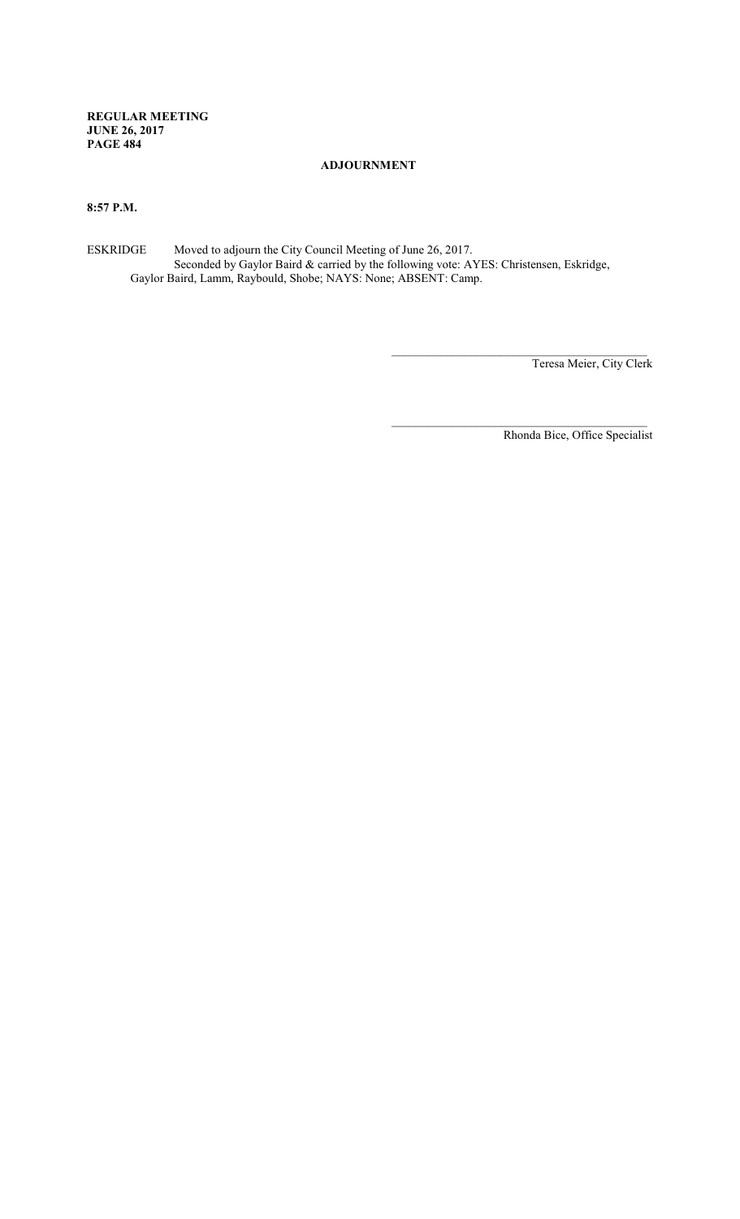## ADJOURNMENT

**8:57 P.M.**

ESKRIDGE Moved to adjourn the City Council Meeting of June 26, 2017.
Seconded by Gaylor Baird & carried by the following vote: AYES: Christensen, Eskridge, Gaylor Baird, Lamm, Raybould, Shobe; NAYS: None; ABSENT: Camp.

\_\_\_\_\_\_\_\_\_\_\_\_\_\_\_\_\_\_\_\_\_\_\_\_\_\_\_\_\_\_\_\_\_\_\_\_\_\_\_\_

Teresa Meier, City Clerk

\_\_\_\_\_\_\_\_\_\_\_\_\_\_\_\_\_\_\_\_\_\_\_\_\_\_\_\_\_\_\_\_\_\_\_\_\_\_\_\_

Rhonda Bice, Office Specialist